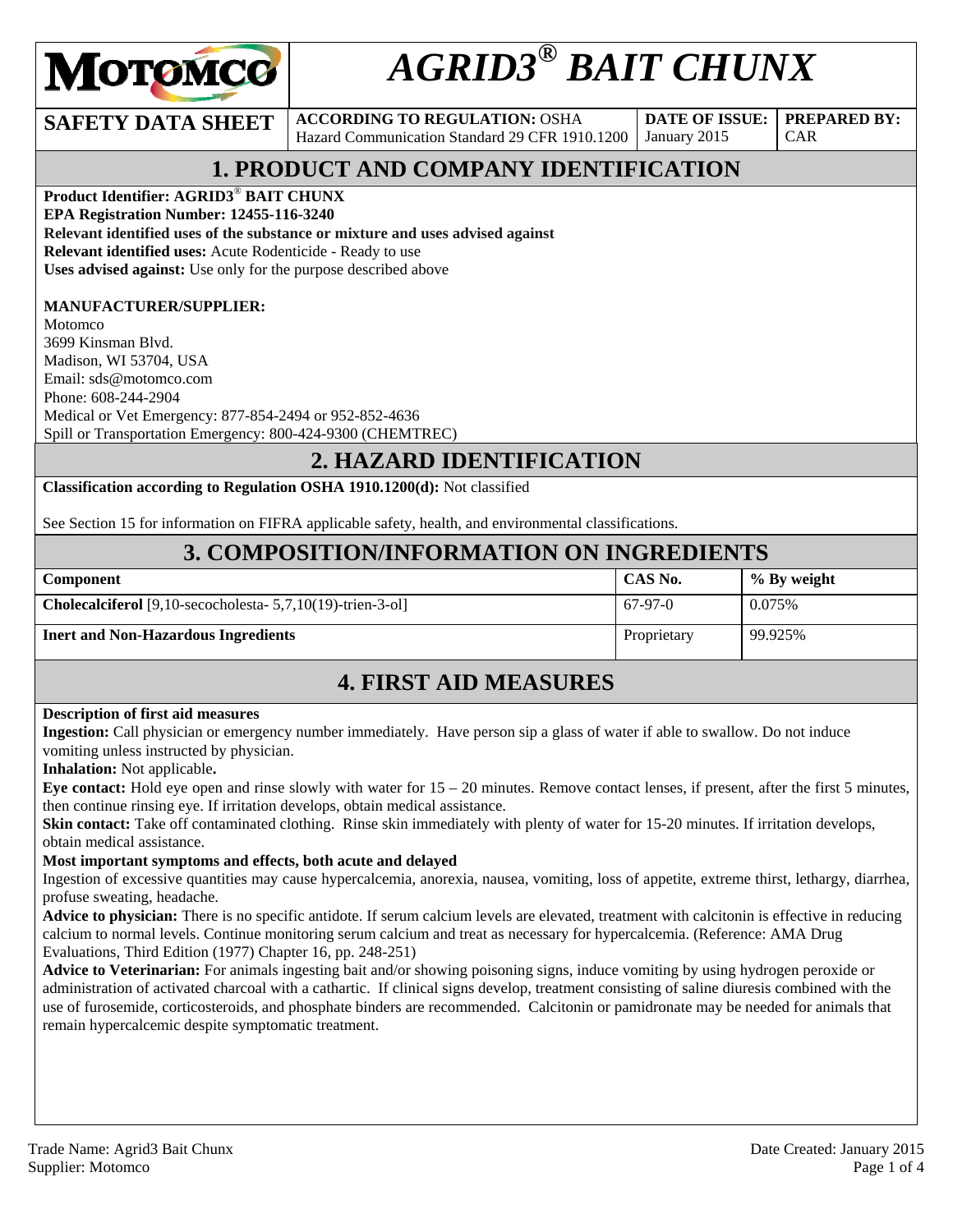# AGRID3® BAIT CHUNX

**SAFETY DATA SHEET**

| ACCORDING TO REGULATION: | DATE OF ISSUE: | PREPARED BY: |
|---|---|---|
| OSHA Hazard Communication Standard 29 CFR 1910.1200 | January 2015 | CAR |

## 1. PRODUCT AND COMPANY IDENTIFICATION

**Product Identifier: AGRID3® BAIT CHUNX**
**EPA Registration Number: 12455-116-3240**
**Relevant identified uses of the substance or mixture and uses advised against**
**Relevant identified uses:** Acute Rodenticide - Ready to use
**Uses advised against:** Use only for the purpose described above

**MANUFACTURER/SUPPLIER:**
Motomco
3699 Kinsman Blvd.
Madison, WI 53704, USA
Email: sds@motomco.com
Phone: 608-244-2904
Medical or Vet Emergency: 877-854-2494 or 952-852-4636
Spill or Transportation Emergency: 800-424-9300 (CHEMTREC)

## 2. HAZARD IDENTIFICATION

**Classification according to Regulation OSHA 1910.1200(d):** Not classified

See Section 15 for information on FIFRA applicable safety, health, and environmental classifications.

## 3. COMPOSITION/INFORMATION ON INGREDIENTS

| Component | CAS No. | % By weight |
|---|---|---|
| **Cholecalciferol** [9,10-secocholesta- 5,7,10(19)-trien-3-ol] | 67-97-0 | 0.075% |
| **Inert and Non-Hazardous Ingredients** | Proprietary | 99.925% |

## 4. FIRST AID MEASURES

**Description of first aid measures**
**Ingestion:** Call physician or emergency number immediately. Have person sip a glass of water if able to swallow. Do not induce vomiting unless instructed by physician.
**Inhalation:** Not applicable**.**
**Eye contact:** Hold eye open and rinse slowly with water for 15 – 20 minutes. Remove contact lenses, if present, after the first 5 minutes, then continue rinsing eye. If irritation develops, obtain medical assistance.
**Skin contact:** Take off contaminated clothing. Rinse skin immediately with plenty of water for 15-20 minutes. If irritation develops, obtain medical assistance.
**Most important symptoms and effects, both acute and delayed**
Ingestion of excessive quantities may cause hypercalcemia, anorexia, nausea, vomiting, loss of appetite, extreme thirst, lethargy, diarrhea, profuse sweating, headache.
**Advice to physician:** There is no specific antidote. If serum calcium levels are elevated, treatment with calcitonin is effective in reducing calcium to normal levels. Continue monitoring serum calcium and treat as necessary for hypercalcemia. (Reference: AMA Drug Evaluations, Third Edition (1977) Chapter 16, pp. 248-251)
**Advice to Veterinarian:** For animals ingesting bait and/or showing poisoning signs, induce vomiting by using hydrogen peroxide or administration of activated charcoal with a cathartic. If clinical signs develop, treatment consisting of saline diuresis combined with the use of furosemide, corticosteroids, and phosphate binders are recommended. Calcitonin or pamidronate may be needed for animals that remain hypercalcemic despite symptomatic treatment.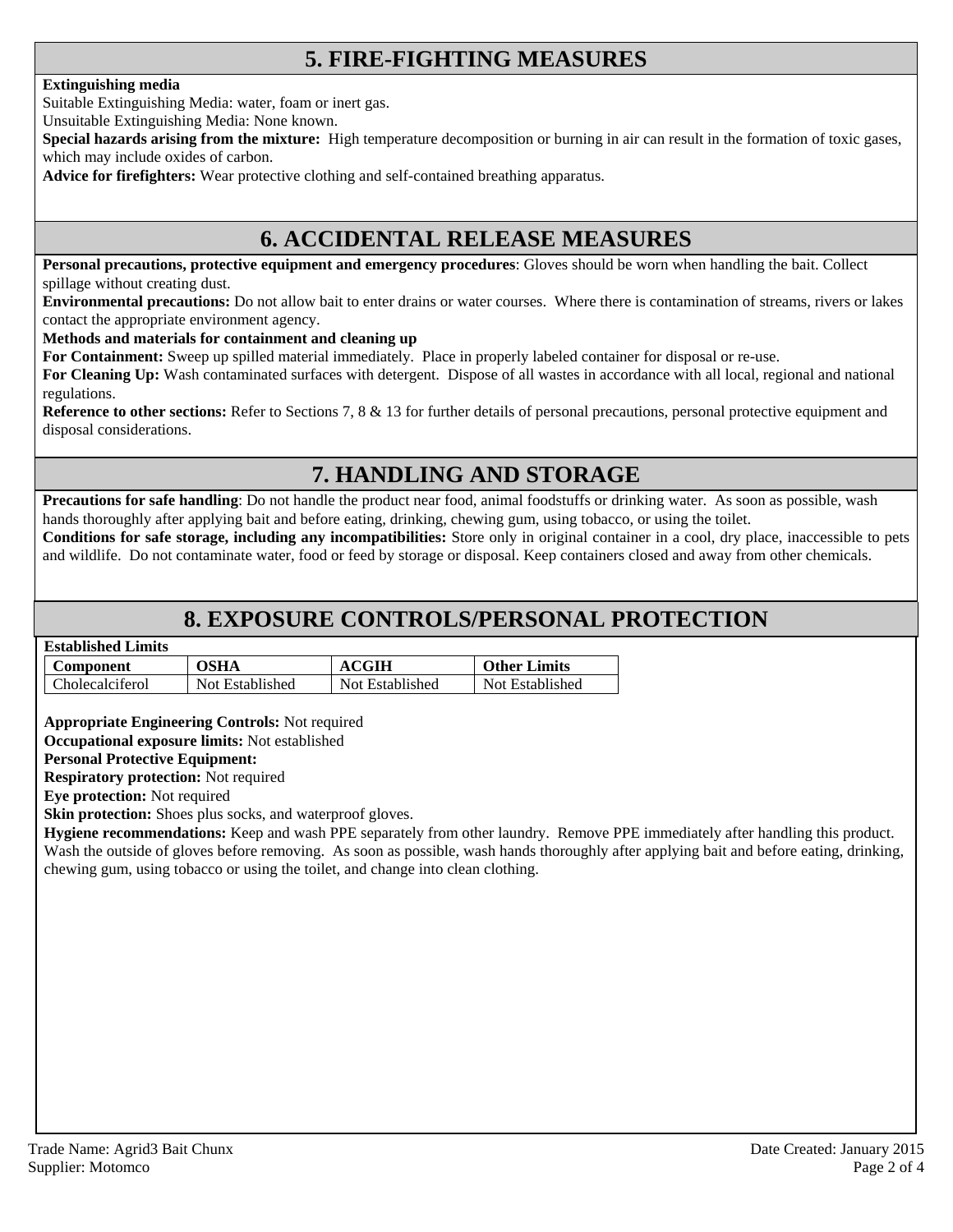## 5. FIRE-FIGHTING MEASURES

**Extinguishing media**

Suitable Extinguishing Media: water, foam or inert gas.

Unsuitable Extinguishing Media: None known.

**Special hazards arising from the mixture:** High temperature decomposition or burning in air can result in the formation of toxic gases, which may include oxides of carbon.

**Advice for firefighters:** Wear protective clothing and self-contained breathing apparatus.

## 6. ACCIDENTAL RELEASE MEASURES

**Personal precautions, protective equipment and emergency procedures**: Gloves should be worn when handling the bait. Collect spillage without creating dust.

**Environmental precautions:** Do not allow bait to enter drains or water courses. Where there is contamination of streams, rivers or lakes contact the appropriate environment agency.

**Methods and materials for containment and cleaning up**

**For Containment:** Sweep up spilled material immediately. Place in properly labeled container for disposal or re-use.

**For Cleaning Up:** Wash contaminated surfaces with detergent. Dispose of all wastes in accordance with all local, regional and national regulations.

**Reference to other sections:** Refer to Sections 7, 8 & 13 for further details of personal precautions, personal protective equipment and disposal considerations.

## 7. HANDLING AND STORAGE

**Precautions for safe handling**: Do not handle the product near food, animal foodstuffs or drinking water. As soon as possible, wash hands thoroughly after applying bait and before eating, drinking, chewing gum, using tobacco, or using the toilet.

**Conditions for safe storage, including any incompatibilities:** Store only in original container in a cool, dry place, inaccessible to pets and wildlife. Do not contaminate water, food or feed by storage or disposal. Keep containers closed and away from other chemicals.

## 8. EXPOSURE CONTROLS/PERSONAL PROTECTION

**Established Limits**

| Component | OSHA | ACGIH | Other Limits |
|---|---|---|---|
| Cholecalciferol | Not Established | Not Established | Not Established |

**Appropriate Engineering Controls:** Not required

**Occupational exposure limits:** Not established

**Personal Protective Equipment:**

**Respiratory protection:** Not required

**Eye protection:** Not required

**Skin protection:** Shoes plus socks, and waterproof gloves.

**Hygiene recommendations:** Keep and wash PPE separately from other laundry. Remove PPE immediately after handling this product. Wash the outside of gloves before removing. As soon as possible, wash hands thoroughly after applying bait and before eating, drinking, chewing gum, using tobacco or using the toilet, and change into clean clothing.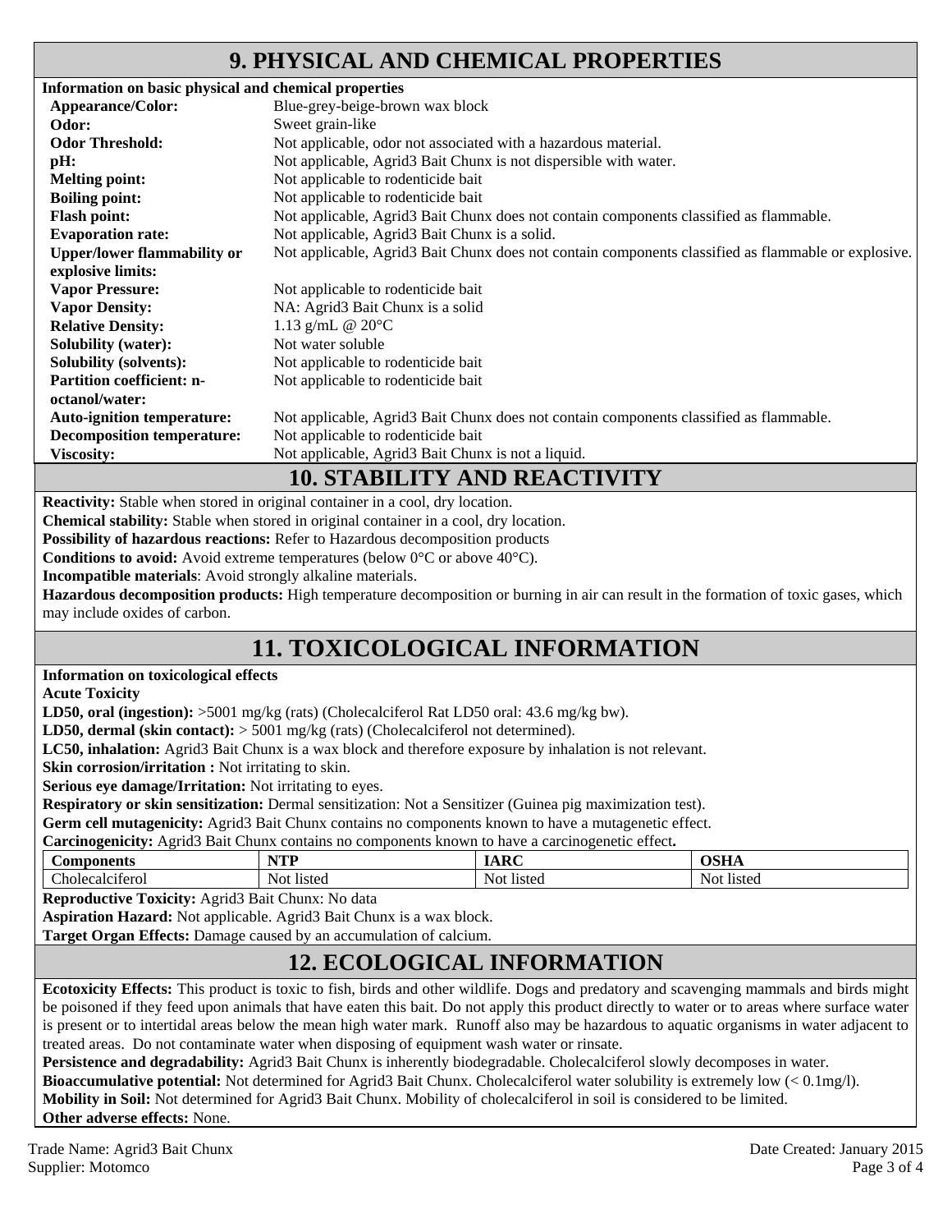## 9. PHYSICAL AND CHEMICAL PROPERTIES

**Information on basic physical and chemical properties**

| | |
|---|---|
| **Appearance/Color:** | Blue-grey-beige-brown wax block |
| **Odor:** | Sweet grain-like |
| **Odor Threshold:** | Not applicable, odor not associated with a hazardous material. |
| **pH:** | Not applicable, Agrid3 Bait Chunx is not dispersible with water. |
| **Melting point:** | Not applicable to rodenticide bait |
| **Boiling point:** | Not applicable to rodenticide bait |
| **Flash point:** | Not applicable, Agrid3 Bait Chunx does not contain components classified as flammable. |
| **Evaporation rate:** | Not applicable, Agrid3 Bait Chunx is a solid. |
| **Upper/lower flammability or explosive limits:** | Not applicable, Agrid3 Bait Chunx does not contain components classified as flammable or explosive. |
| **Vapor Pressure:** | Not applicable to rodenticide bait |
| **Vapor Density:** | NA: Agrid3 Bait Chunx is a solid |
| **Relative Density:** | 1.13 g/mL @ 20°C |
| **Solubility (water):** | Not water soluble |
| **Solubility (solvents):** | Not applicable to rodenticide bait |
| **Partition coefficient: n-octanol/water:** | Not applicable to rodenticide bait |
| **Auto-ignition temperature:** | Not applicable, Agrid3 Bait Chunx does not contain components classified as flammable. |
| **Decomposition temperature:** | Not applicable to rodenticide bait |
| **Viscosity:** | Not applicable, Agrid3 Bait Chunx is not a liquid. |

## 10. STABILITY AND REACTIVITY

**Reactivity:** Stable when stored in original container in a cool, dry location.

**Chemical stability:** Stable when stored in original container in a cool, dry location.

**Possibility of hazardous reactions:** Refer to Hazardous decomposition products

**Conditions to avoid:** Avoid extreme temperatures (below 0°C or above 40°C).

**Incompatible materials**: Avoid strongly alkaline materials.

**Hazardous decomposition products:** High temperature decomposition or burning in air can result in the formation of toxic gases, which may include oxides of carbon.

## 11. TOXICOLOGICAL INFORMATION

**Information on toxicological effects**

**Acute Toxicity**

**LD50, oral (ingestion):** >5001 mg/kg (rats) (Cholecalciferol Rat LD50 oral: 43.6 mg/kg bw).

**LD50, dermal (skin contact):** > 5001 mg/kg (rats) (Cholecalciferol not determined).

**LC50, inhalation:** Agrid3 Bait Chunx is a wax block and therefore exposure by inhalation is not relevant.

**Skin corrosion/irritation :** Not irritating to skin.

**Serious eye damage/Irritation:** Not irritating to eyes.

**Respiratory or skin sensitization:** Dermal sensitization: Not a Sensitizer (Guinea pig maximization test).

**Germ cell mutagenicity:** Agrid3 Bait Chunx contains no components known to have a mutagenetic effect.

**Carcinogenicity:** Agrid3 Bait Chunx contains no components known to have a carcinogenetic effect**.**

| Components | NTP | IARC | OSHA |
|---|---|---|---|
| Cholecalciferol | Not listed | Not listed | Not listed |

**Reproductive Toxicity:** Agrid3 Bait Chunx: No data

**Aspiration Hazard:** Not applicable. Agrid3 Bait Chunx is a wax block.

**Target Organ Effects:** Damage caused by an accumulation of calcium.

## 12. ECOLOGICAL INFORMATION

**Ecotoxicity Effects:** This product is toxic to fish, birds and other wildlife. Dogs and predatory and scavenging mammals and birds might be poisoned if they feed upon animals that have eaten this bait. Do not apply this product directly to water or to areas where surface water is present or to intertidal areas below the mean high water mark. Runoff also may be hazardous to aquatic organisms in water adjacent to treated areas. Do not contaminate water when disposing of equipment wash water or rinsate.

**Persistence and degradability:** Agrid3 Bait Chunx is inherently biodegradable. Cholecalciferol slowly decomposes in water.

**Bioaccumulative potential:** Not determined for Agrid3 Bait Chunx. Cholecalciferol water solubility is extremely low (< 0.1mg/l).

**Mobility in Soil:** Not determined for Agrid3 Bait Chunx. Mobility of cholecalciferol in soil is considered to be limited.

**Other adverse effects:** None.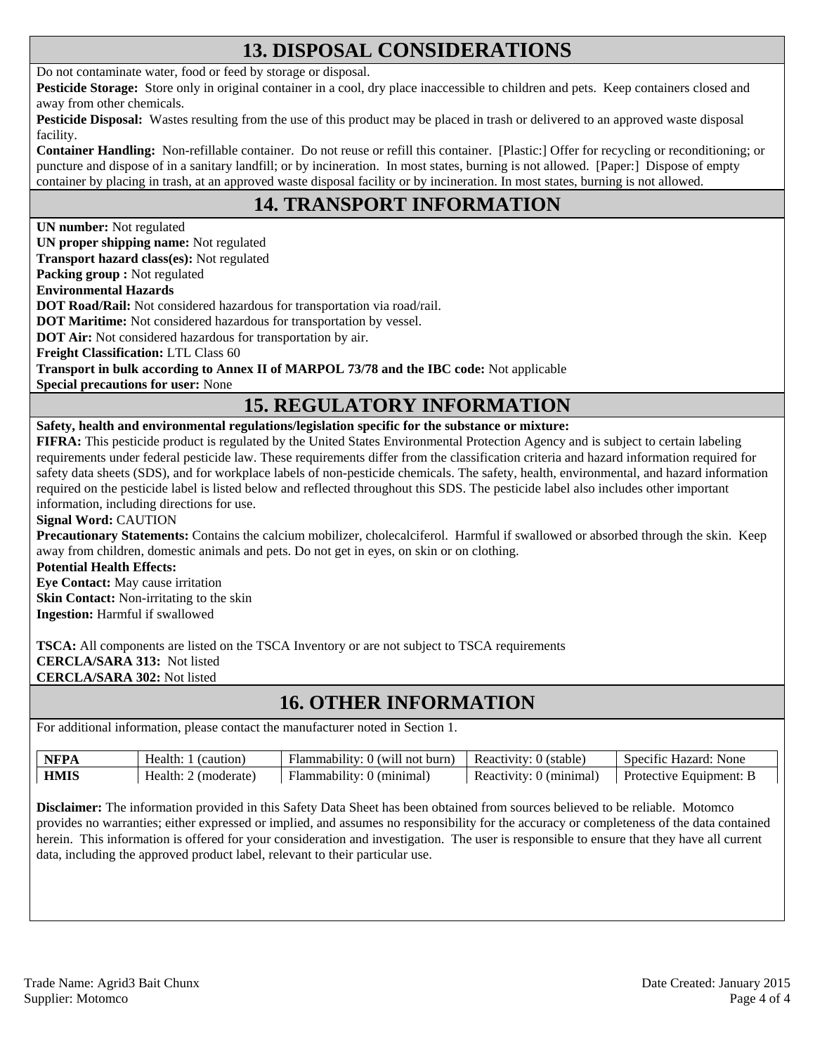## 13. DISPOSAL CONSIDERATIONS

Do not contaminate water, food or feed by storage or disposal.

**Pesticide Storage:** Store only in original container in a cool, dry place inaccessible to children and pets. Keep containers closed and away from other chemicals.

**Pesticide Disposal:** Wastes resulting from the use of this product may be placed in trash or delivered to an approved waste disposal facility.

**Container Handling:** Non-refillable container. Do not reuse or refill this container. [Plastic:] Offer for recycling or reconditioning; or puncture and dispose of in a sanitary landfill; or by incineration. In most states, burning is not allowed. [Paper:] Dispose of empty container by placing in trash, at an approved waste disposal facility or by incineration. In most states, burning is not allowed.

## 14. TRANSPORT INFORMATION

**UN number:** Not regulated
**UN proper shipping name:** Not regulated
**Transport hazard class(es):** Not regulated
**Packing group :** Not regulated
**Environmental Hazards**
**DOT Road/Rail:** Not considered hazardous for transportation via road/rail.
**DOT Maritime:** Not considered hazardous for transportation by vessel.
**DOT Air:** Not considered hazardous for transportation by air.
**Freight Classification:** LTL Class 60
**Transport in bulk according to Annex II of MARPOL 73/78 and the IBC code:** Not applicable
**Special precautions for user:** None

## 15. REGULATORY INFORMATION

**Safety, health and environmental regulations/legislation specific for the substance or mixture:**

**FIFRA:** This pesticide product is regulated by the United States Environmental Protection Agency and is subject to certain labeling requirements under federal pesticide law. These requirements differ from the classification criteria and hazard information required for safety data sheets (SDS), and for workplace labels of non-pesticide chemicals. The safety, health, environmental, and hazard information required on the pesticide label is listed below and reflected throughout this SDS. The pesticide label also includes other important information, including directions for use.

**Signal Word:** CAUTION

**Precautionary Statements:** Contains the calcium mobilizer, cholecalciferol. Harmful if swallowed or absorbed through the skin. Keep away from children, domestic animals and pets. Do not get in eyes, on skin or on clothing.

**Potential Health Effects:**
**Eye Contact:** May cause irritation
**Skin Contact:** Non-irritating to the skin
**Ingestion:** Harmful if swallowed

**TSCA:** All components are listed on the TSCA Inventory or are not subject to TSCA requirements
**CERCLA/SARA 313:** Not listed
**CERCLA/SARA 302:** Not listed

## 16. OTHER INFORMATION

For additional information, please contact the manufacturer noted in Section 1.

| | | | | |
|---|---|---|---|---|
| **NFPA** | Health: 1 (caution) | Flammability: 0 (will not burn) | Reactivity: 0 (stable) | Specific Hazard: None |
| **HMIS** | Health: 2 (moderate) | Flammability: 0 (minimal) | Reactivity: 0 (minimal) | Protective Equipment: B |

**Disclaimer:** The information provided in this Safety Data Sheet has been obtained from sources believed to be reliable. Motomco provides no warranties; either expressed or implied, and assumes no responsibility for the accuracy or completeness of the data contained herein. This information is offered for your consideration and investigation. The user is responsible to ensure that they have all current data, including the approved product label, relevant to their particular use.